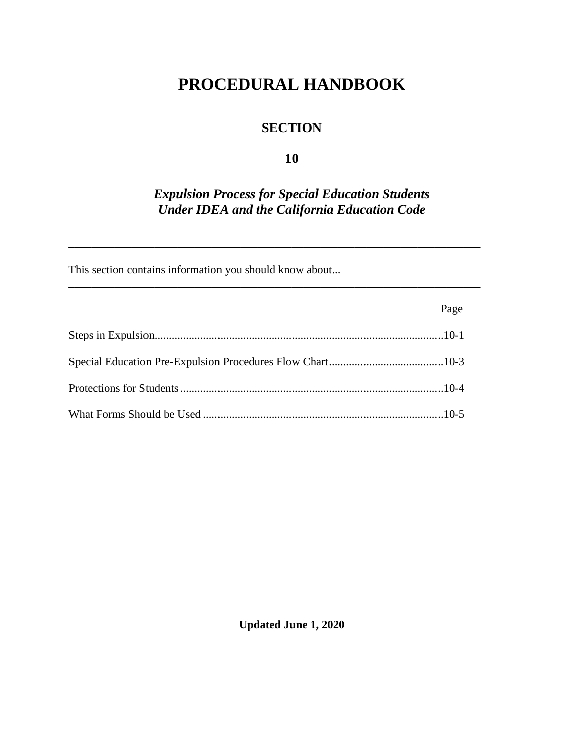# PROCEDURAL HANDBOOK

## SECTION

## 10

## *Expulsion Process for Special Education Students Under IDEA and the California Education Code*

---

This section contains information you should know about...

---

| | Page |
|---|---|
| Steps in Expulsion | 10-1 |
| Special Education Pre-Expulsion Procedures Flow Chart | 10-3 |
| Protections for Students | 10-4 |
| What Forms Should be Used | 10-5 |

**Updated June 1, 2020**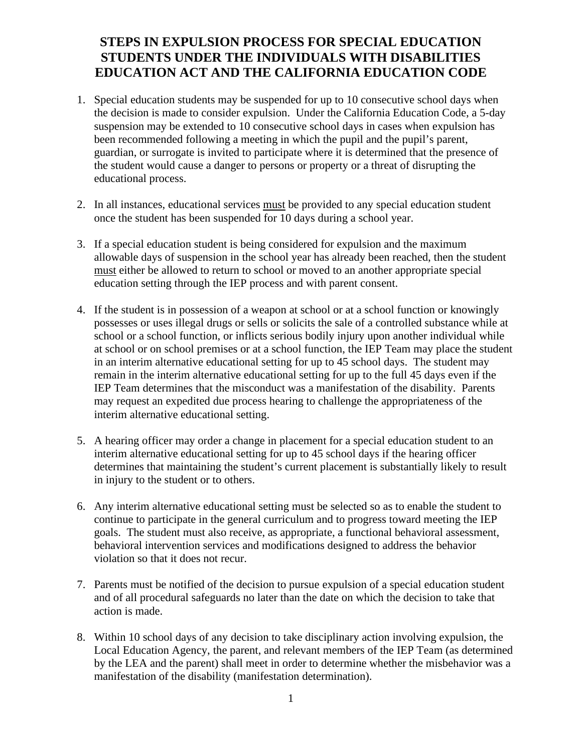# STEPS IN EXPULSION PROCESS FOR SPECIAL EDUCATION STUDENTS UNDER THE INDIVIDUALS WITH DISABILITIES EDUCATION ACT AND THE CALIFORNIA EDUCATION CODE

1. Special education students may be suspended for up to 10 consecutive school days when the decision is made to consider expulsion. Under the California Education Code, a 5-day suspension may be extended to 10 consecutive school days in cases when expulsion has been recommended following a meeting in which the pupil and the pupil's parent, guardian, or surrogate is invited to participate where it is determined that the presence of the student would cause a danger to persons or property or a threat of disrupting the educational process.

2. In all instances, educational services <u>must</u> be provided to any special education student once the student has been suspended for 10 days during a school year.

3. If a special education student is being considered for expulsion and the maximum allowable days of suspension in the school year has already been reached, then the student <u>must</u> either be allowed to return to school or moved to an another appropriate special education setting through the IEP process and with parent consent.

4. If the student is in possession of a weapon at school or at a school function or knowingly possesses or uses illegal drugs or sells or solicits the sale of a controlled substance while at school or a school function, or inflicts serious bodily injury upon another individual while at school or on school premises or at a school function, the IEP Team may place the student in an interim alternative educational setting for up to 45 school days. The student may remain in the interim alternative educational setting for up to the full 45 days even if the IEP Team determines that the misconduct was a manifestation of the disability. Parents may request an expedited due process hearing to challenge the appropriateness of the interim alternative educational setting.

5. A hearing officer may order a change in placement for a special education student to an interim alternative educational setting for up to 45 school days if the hearing officer determines that maintaining the student's current placement is substantially likely to result in injury to the student or to others.

6. Any interim alternative educational setting must be selected so as to enable the student to continue to participate in the general curriculum and to progress toward meeting the IEP goals. The student must also receive, as appropriate, a functional behavioral assessment, behavioral intervention services and modifications designed to address the behavior violation so that it does not recur.

7. Parents must be notified of the decision to pursue expulsion of a special education student and of all procedural safeguards no later than the date on which the decision to take that action is made.

8. Within 10 school days of any decision to take disciplinary action involving expulsion, the Local Education Agency, the parent, and relevant members of the IEP Team (as determined by the LEA and the parent) shall meet in order to determine whether the misbehavior was a manifestation of the disability (manifestation determination).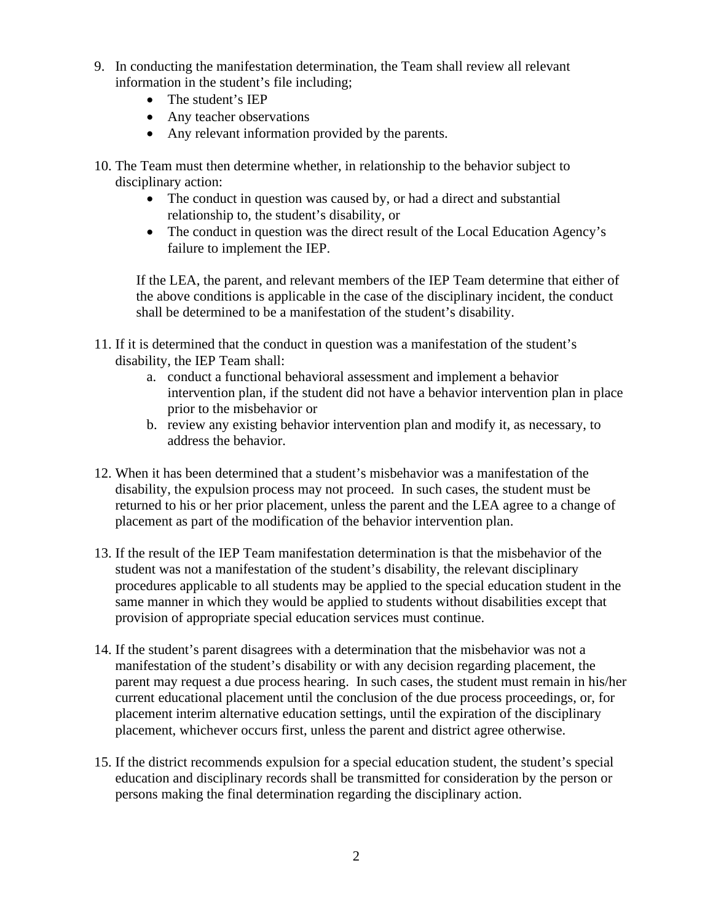9. In conducting the manifestation determination, the Team shall review all relevant information in the student's file including;
   - The student's IEP
   - Any teacher observations
   - Any relevant information provided by the parents.

10. The Team must then determine whether, in relationship to the behavior subject to disciplinary action:
    - The conduct in question was caused by, or had a direct and substantial relationship to, the student's disability, or
    - The conduct in question was the direct result of the Local Education Agency's failure to implement the IEP.

    If the LEA, the parent, and relevant members of the IEP Team determine that either of the above conditions is applicable in the case of the disciplinary incident, the conduct shall be determined to be a manifestation of the student's disability.

11. If it is determined that the conduct in question was a manifestation of the student's disability, the IEP Team shall:
    a. conduct a functional behavioral assessment and implement a behavior intervention plan, if the student did not have a behavior intervention plan in place prior to the misbehavior or
    b. review any existing behavior intervention plan and modify it, as necessary, to address the behavior.

12. When it has been determined that a student's misbehavior was a manifestation of the disability, the expulsion process may not proceed. In such cases, the student must be returned to his or her prior placement, unless the parent and the LEA agree to a change of placement as part of the modification of the behavior intervention plan.

13. If the result of the IEP Team manifestation determination is that the misbehavior of the student was not a manifestation of the student's disability, the relevant disciplinary procedures applicable to all students may be applied to the special education student in the same manner in which they would be applied to students without disabilities except that provision of appropriate special education services must continue.

14. If the student's parent disagrees with a determination that the misbehavior was not a manifestation of the student's disability or with any decision regarding placement, the parent may request a due process hearing. In such cases, the student must remain in his/her current educational placement until the conclusion of the due process proceedings, or, for placement interim alternative education settings, until the expiration of the disciplinary placement, whichever occurs first, unless the parent and district agree otherwise.

15. If the district recommends expulsion for a special education student, the student's special education and disciplinary records shall be transmitted for consideration by the person or persons making the final determination regarding the disciplinary action.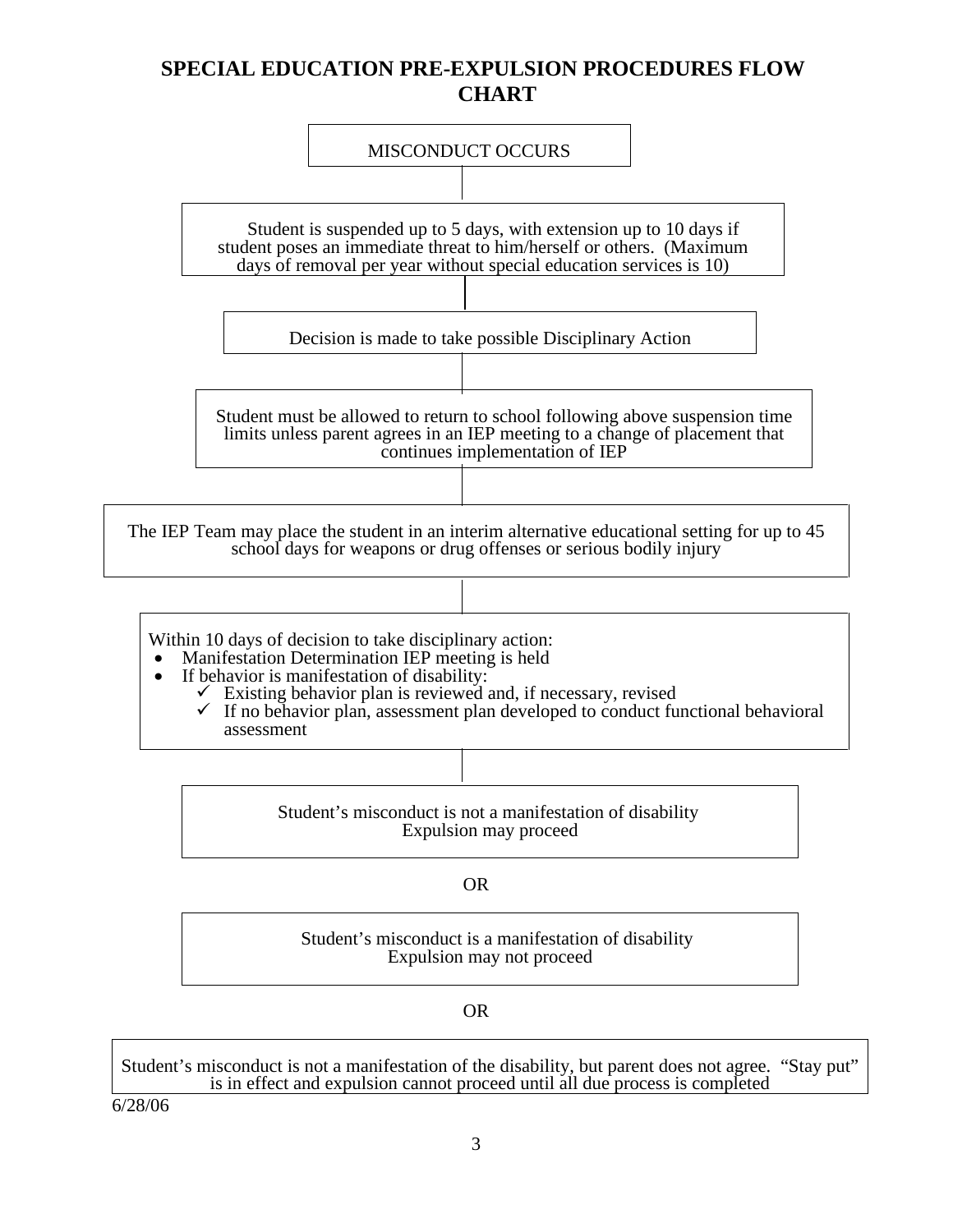# SPECIAL EDUCATION PRE-EXPULSION PROCEDURES FLOW CHART

MISCONDUCT OCCURS

Student is suspended up to 5 days, with extension up to 10 days if student poses an immediate threat to him/herself or others. (Maximum days of removal per year without special education services is 10)

Decision is made to take possible Disciplinary Action

Student must be allowed to return to school following above suspension time limits unless parent agrees in an IEP meeting to a change of placement that continues implementation of IEP

The IEP Team may place the student in an interim alternative educational setting for up to 45 school days for weapons or drug offenses or serious bodily injury

Within 10 days of decision to take disciplinary action:

- Manifestation Determination IEP meeting is held
- If behavior is manifestation of disability:
  - ✓ Existing behavior plan is reviewed and, if necessary, revised
  - ✓ If no behavior plan, assessment plan developed to conduct functional behavioral assessment

Student's misconduct is not a manifestation of disability
Expulsion may proceed

OR

Student's misconduct is a manifestation of disability
Expulsion may not proceed

OR

Student's misconduct is not a manifestation of the disability, but parent does not agree. "Stay put" is in effect and expulsion cannot proceed until all due process is completed

6/28/06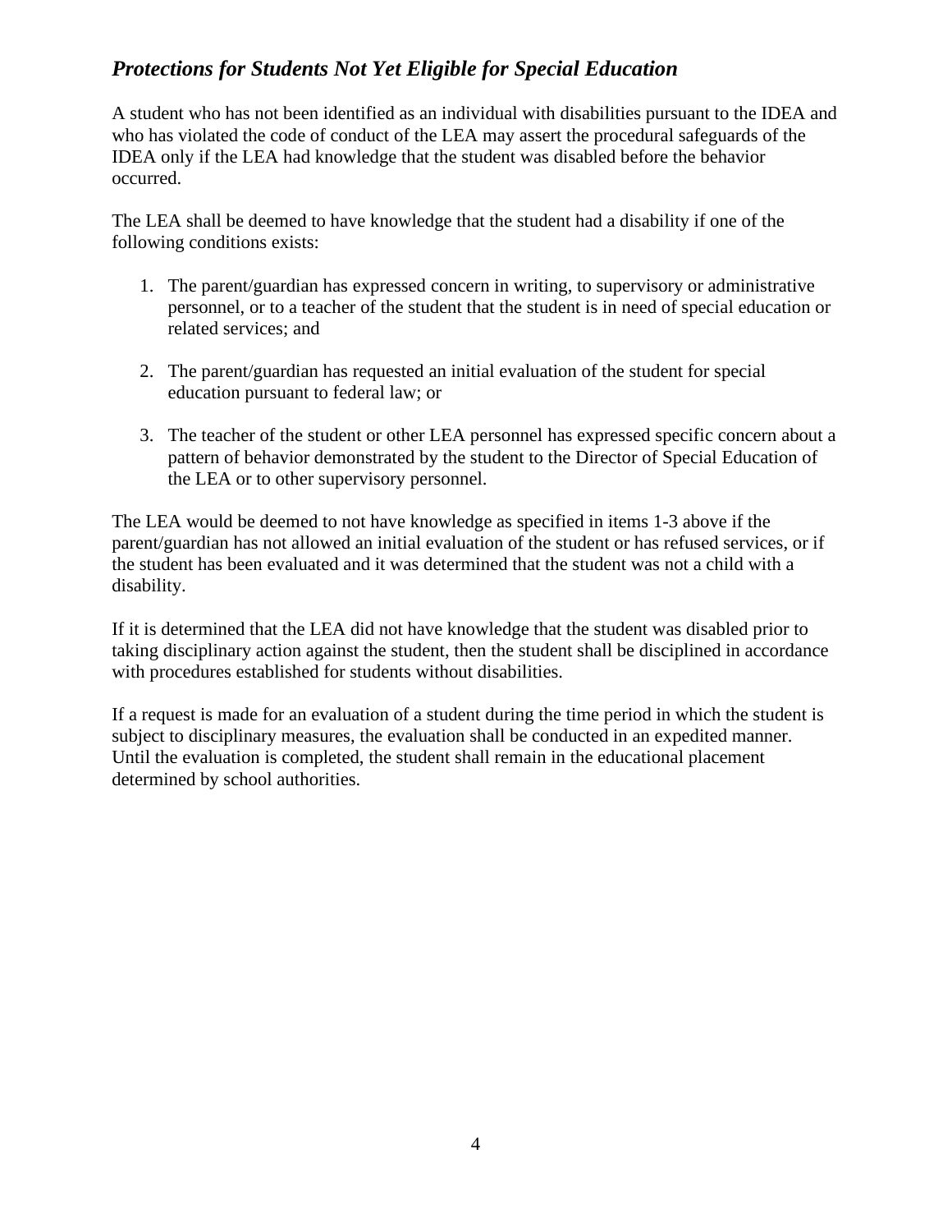## *Protections for Students Not Yet Eligible for Special Education*

A student who has not been identified as an individual with disabilities pursuant to the IDEA and who has violated the code of conduct of the LEA may assert the procedural safeguards of the IDEA only if the LEA had knowledge that the student was disabled before the behavior occurred.

The LEA shall be deemed to have knowledge that the student had a disability if one of the following conditions exists:

1. The parent/guardian has expressed concern in writing, to supervisory or administrative personnel, or to a teacher of the student that the student is in need of special education or related services; and

2. The parent/guardian has requested an initial evaluation of the student for special education pursuant to federal law; or

3. The teacher of the student or other LEA personnel has expressed specific concern about a pattern of behavior demonstrated by the student to the Director of Special Education of the LEA or to other supervisory personnel.

The LEA would be deemed to not have knowledge as specified in items 1-3 above if the parent/guardian has not allowed an initial evaluation of the student or has refused services, or if the student has been evaluated and it was determined that the student was not a child with a disability.

If it is determined that the LEA did not have knowledge that the student was disabled prior to taking disciplinary action against the student, then the student shall be disciplined in accordance with procedures established for students without disabilities.

If a request is made for an evaluation of a student during the time period in which the student is subject to disciplinary measures, the evaluation shall be conducted in an expedited manner. Until the evaluation is completed, the student shall remain in the educational placement determined by school authorities.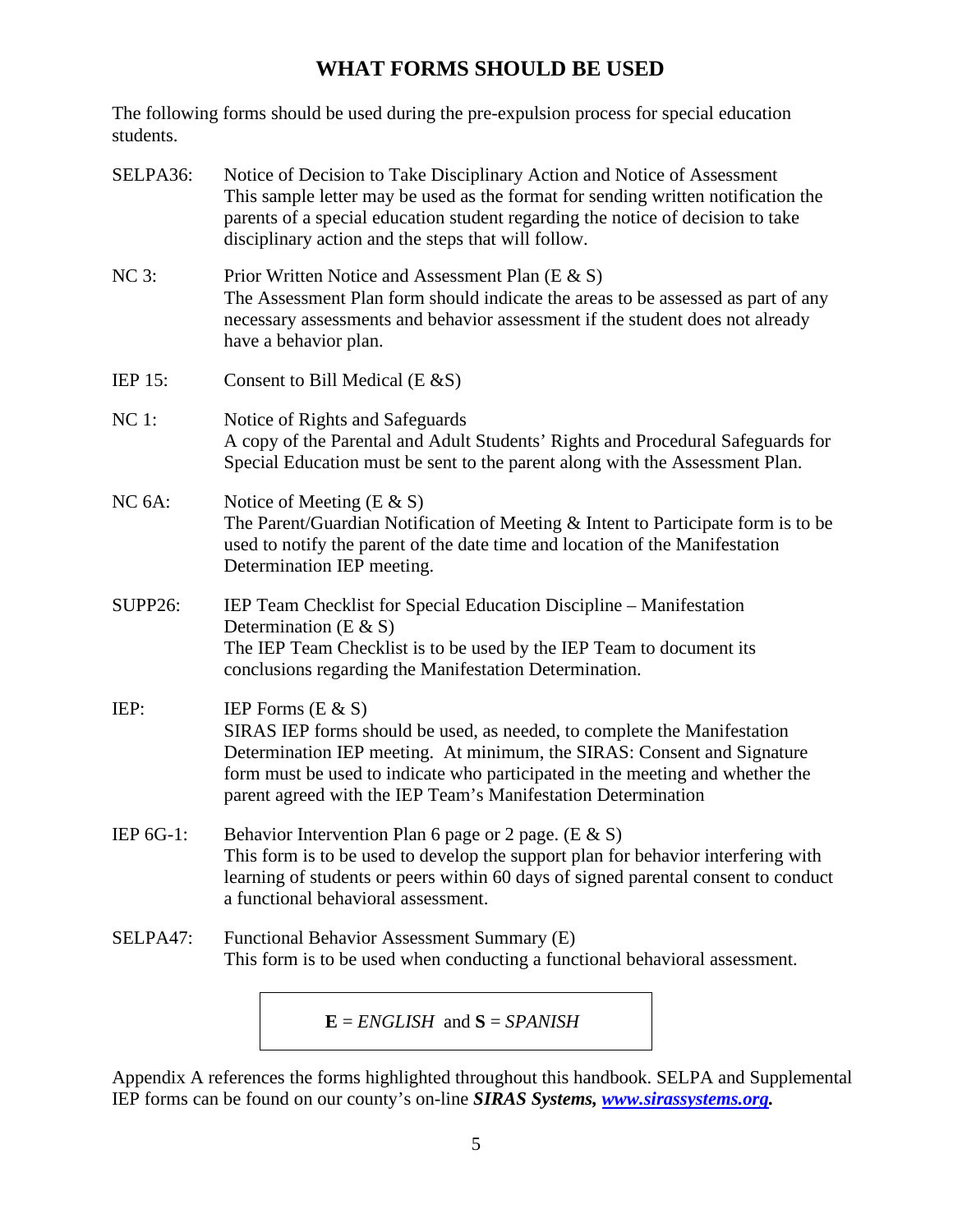# WHAT FORMS SHOULD BE USED

The following forms should be used during the pre-expulsion process for special education students.

**SELPA36:** Notice of Decision to Take Disciplinary Action and Notice of Assessment
This sample letter may be used as the format for sending written notification the parents of a special education student regarding the notice of decision to take disciplinary action and the steps that will follow.

**NC 3:** Prior Written Notice and Assessment Plan (E & S)
The Assessment Plan form should indicate the areas to be assessed as part of any necessary assessments and behavior assessment if the student does not already have a behavior plan.

**IEP 15:** Consent to Bill Medical (E &S)

**NC 1:** Notice of Rights and Safeguards
A copy of the Parental and Adult Students' Rights and Procedural Safeguards for Special Education must be sent to the parent along with the Assessment Plan.

**NC 6A:** Notice of Meeting (E & S)
The Parent/Guardian Notification of Meeting & Intent to Participate form is to be used to notify the parent of the date time and location of the Manifestation Determination IEP meeting.

**SUPP26:** IEP Team Checklist for Special Education Discipline – Manifestation Determination (E & S)
The IEP Team Checklist is to be used by the IEP Team to document its conclusions regarding the Manifestation Determination.

**IEP:** IEP Forms (E & S)
SIRAS IEP forms should be used, as needed, to complete the Manifestation Determination IEP meeting. At minimum, the SIRAS: Consent and Signature form must be used to indicate who participated in the meeting and whether the parent agreed with the IEP Team's Manifestation Determination

**IEP 6G-1:** Behavior Intervention Plan 6 page or 2 page. (E & S)
This form is to be used to develop the support plan for behavior interfering with learning of students or peers within 60 days of signed parental consent to conduct a functional behavioral assessment.

**SELPA47:** Functional Behavior Assessment Summary (E)
This form is to be used when conducting a functional behavioral assessment.

**E** = *ENGLISH* and **S** = *SPANISH*

Appendix A references the forms highlighted throughout this handbook. SELPA and Supplemental IEP forms can be found on our county's on-line ***SIRAS Systems, www.sirassystems.org.***